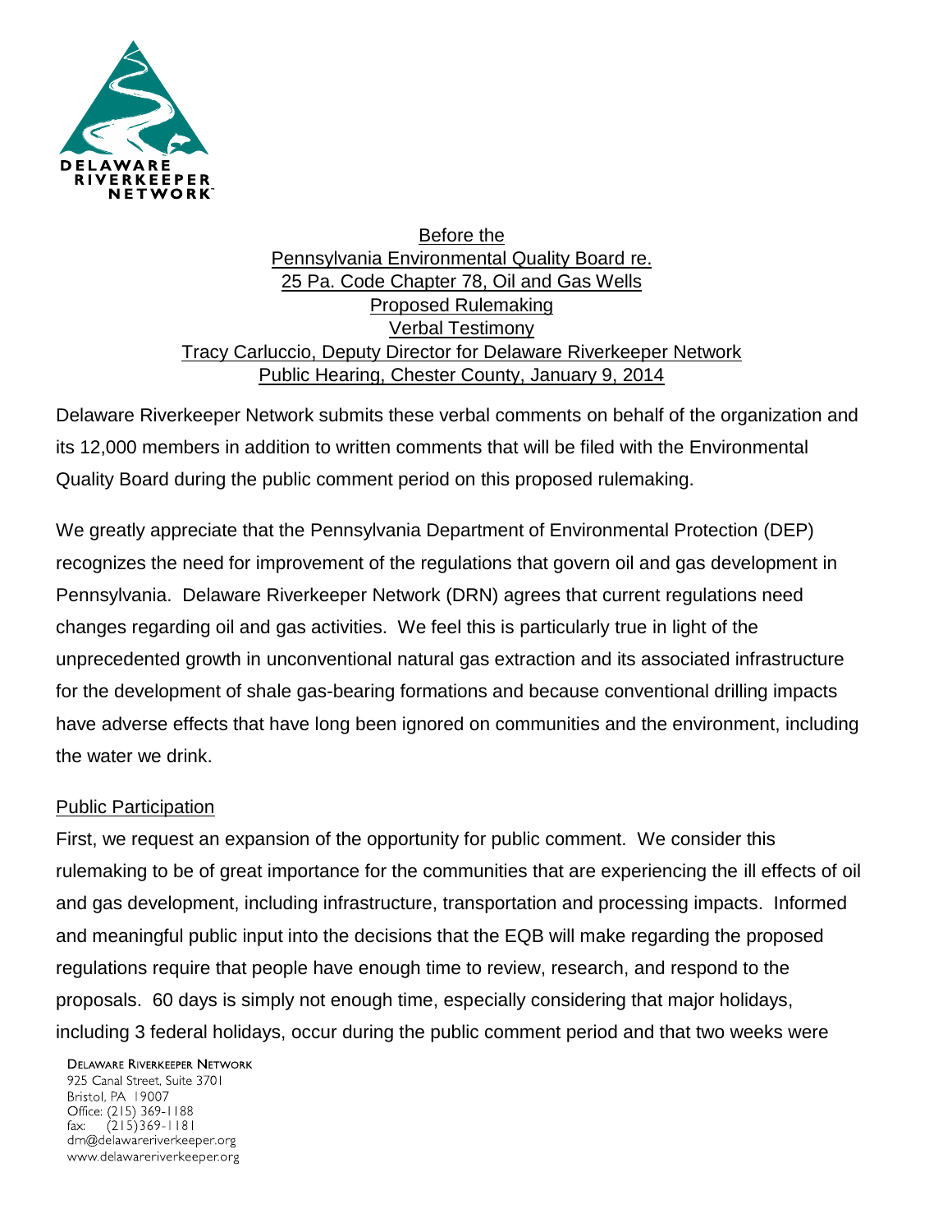DELAWARE RIVERKEEPER NETWORK

Before the
Pennsylvania Environmental Quality Board re.
25 Pa. Code Chapter 78, Oil and Gas Wells
Proposed Rulemaking
Verbal Testimony
Tracy Carluccio, Deputy Director for Delaware Riverkeeper Network
Public Hearing, Chester County, January 9, 2014

Delaware Riverkeeper Network submits these verbal comments on behalf of the organization and its 12,000 members in addition to written comments that will be filed with the Environmental Quality Board during the public comment period on this proposed rulemaking.

We greatly appreciate that the Pennsylvania Department of Environmental Protection (DEP) recognizes the need for improvement of the regulations that govern oil and gas development in Pennsylvania. Delaware Riverkeeper Network (DRN) agrees that current regulations need changes regarding oil and gas activities. We feel this is particularly true in light of the unprecedented growth in unconventional natural gas extraction and its associated infrastructure for the development of shale gas-bearing formations and because conventional drilling impacts have adverse effects that have long been ignored on communities and the environment, including the water we drink.

## Public Participation

First, we request an expansion of the opportunity for public comment. We consider this rulemaking to be of great importance for the communities that are experiencing the ill effects of oil and gas development, including infrastructure, transportation and processing impacts. Informed and meaningful public input into the decisions that the EQB will make regarding the proposed regulations require that people have enough time to review, research, and respond to the proposals. 60 days is simply not enough time, especially considering that major holidays, including 3 federal holidays, occur during the public comment period and that two weeks were

DELAWARE RIVERKEEPER NETWORK
925 Canal Street, Suite 3701
Bristol, PA 19007
Office: (215) 369-1188
fax: (215)369-1181
drn@delawareriverkeeper.org
www.delawareriverkeeper.org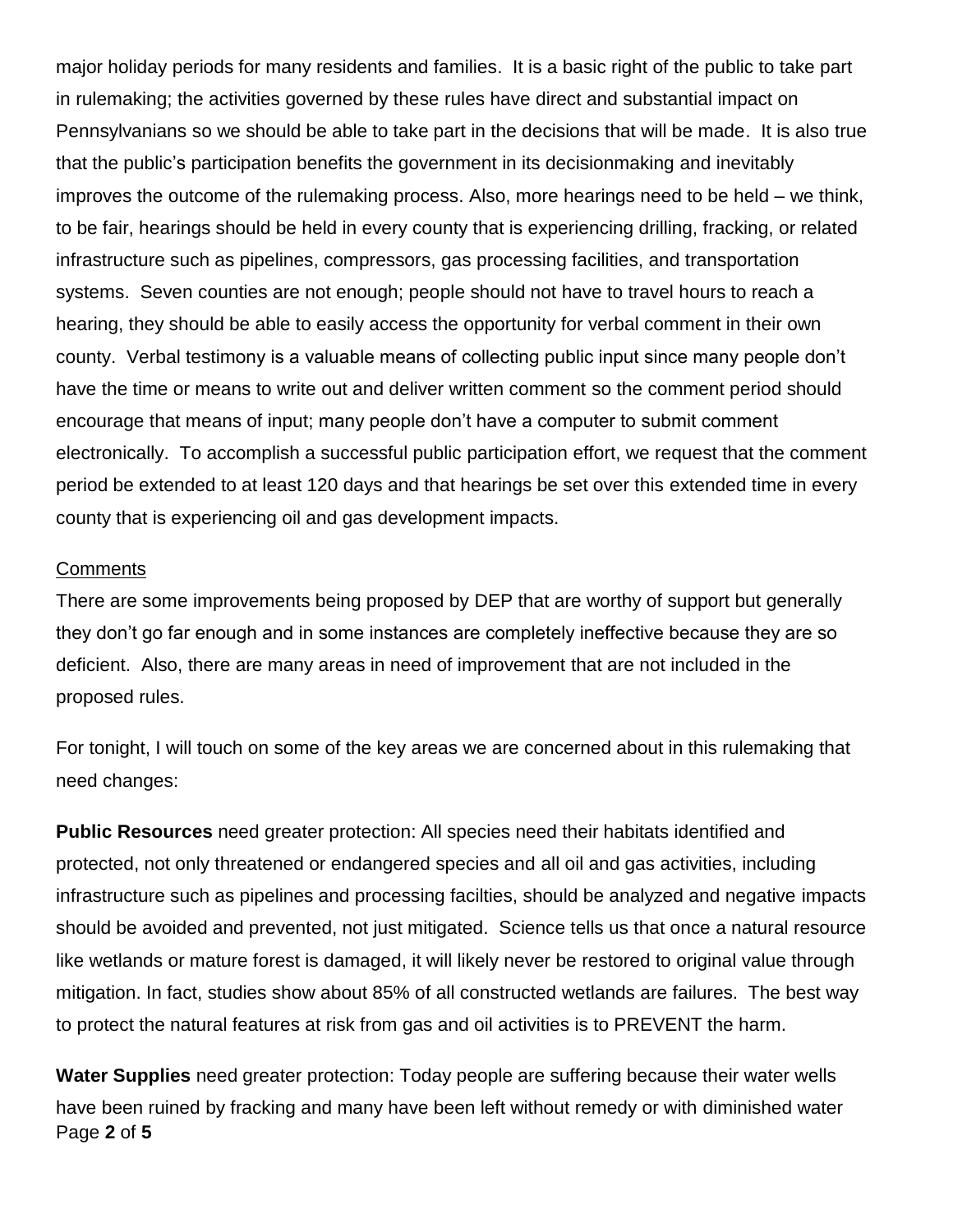major holiday periods for many residents and families. It is a basic right of the public to take part in rulemaking; the activities governed by these rules have direct and substantial impact on Pennsylvanians so we should be able to take part in the decisions that will be made. It is also true that the public's participation benefits the government in its decisionmaking and inevitably improves the outcome of the rulemaking process. Also, more hearings need to be held – we think, to be fair, hearings should be held in every county that is experiencing drilling, fracking, or related infrastructure such as pipelines, compressors, gas processing facilities, and transportation systems. Seven counties are not enough; people should not have to travel hours to reach a hearing, they should be able to easily access the opportunity for verbal comment in their own county. Verbal testimony is a valuable means of collecting public input since many people don't have the time or means to write out and deliver written comment so the comment period should encourage that means of input; many people don't have a computer to submit comment electronically. To accomplish a successful public participation effort, we request that the comment period be extended to at least 120 days and that hearings be set over this extended time in every county that is experiencing oil and gas development impacts.

<u>Comments</u>

There are some improvements being proposed by DEP that are worthy of support but generally they don't go far enough and in some instances are completely ineffective because they are so deficient. Also, there are many areas in need of improvement that are not included in the proposed rules.

For tonight, I will touch on some of the key areas we are concerned about in this rulemaking that need changes:

**Public Resources** need greater protection: All species need their habitats identified and protected, not only threatened or endangered species and all oil and gas activities, including infrastructure such as pipelines and processing facilties, should be analyzed and negative impacts should be avoided and prevented, not just mitigated. Science tells us that once a natural resource like wetlands or mature forest is damaged, it will likely never be restored to original value through mitigation. In fact, studies show about 85% of all constructed wetlands are failures. The best way to protect the natural features at risk from gas and oil activities is to PREVENT the harm.

**Water Supplies** need greater protection: Today people are suffering because their water wells have been ruined by fracking and many have been left without remedy or with diminished water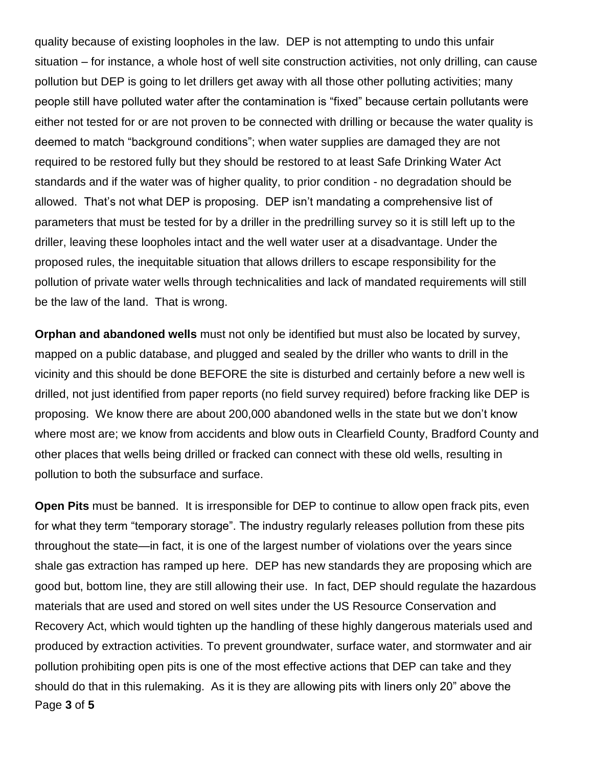quality because of existing loopholes in the law. DEP is not attempting to undo this unfair situation – for instance, a whole host of well site construction activities, not only drilling, can cause pollution but DEP is going to let drillers get away with all those other polluting activities; many people still have polluted water after the contamination is "fixed" because certain pollutants were either not tested for or are not proven to be connected with drilling or because the water quality is deemed to match "background conditions"; when water supplies are damaged they are not required to be restored fully but they should be restored to at least Safe Drinking Water Act standards and if the water was of higher quality, to prior condition - no degradation should be allowed. That's not what DEP is proposing. DEP isn't mandating a comprehensive list of parameters that must be tested for by a driller in the predrilling survey so it is still left up to the driller, leaving these loopholes intact and the well water user at a disadvantage. Under the proposed rules, the inequitable situation that allows drillers to escape responsibility for the pollution of private water wells through technicalities and lack of mandated requirements will still be the law of the land. That is wrong.

**Orphan and abandoned wells** must not only be identified but must also be located by survey, mapped on a public database, and plugged and sealed by the driller who wants to drill in the vicinity and this should be done BEFORE the site is disturbed and certainly before a new well is drilled, not just identified from paper reports (no field survey required) before fracking like DEP is proposing. We know there are about 200,000 abandoned wells in the state but we don't know where most are; we know from accidents and blow outs in Clearfield County, Bradford County and other places that wells being drilled or fracked can connect with these old wells, resulting in pollution to both the subsurface and surface.

**Open Pits** must be banned. It is irresponsible for DEP to continue to allow open frack pits, even for what they term "temporary storage". The industry regularly releases pollution from these pits throughout the state—in fact, it is one of the largest number of violations over the years since shale gas extraction has ramped up here. DEP has new standards they are proposing which are good but, bottom line, they are still allowing their use. In fact, DEP should regulate the hazardous materials that are used and stored on well sites under the US Resource Conservation and Recovery Act, which would tighten up the handling of these highly dangerous materials used and produced by extraction activities. To prevent groundwater, surface water, and stormwater and air pollution prohibiting open pits is one of the most effective actions that DEP can take and they should do that in this rulemaking. As it is they are allowing pits with liners only 20" above the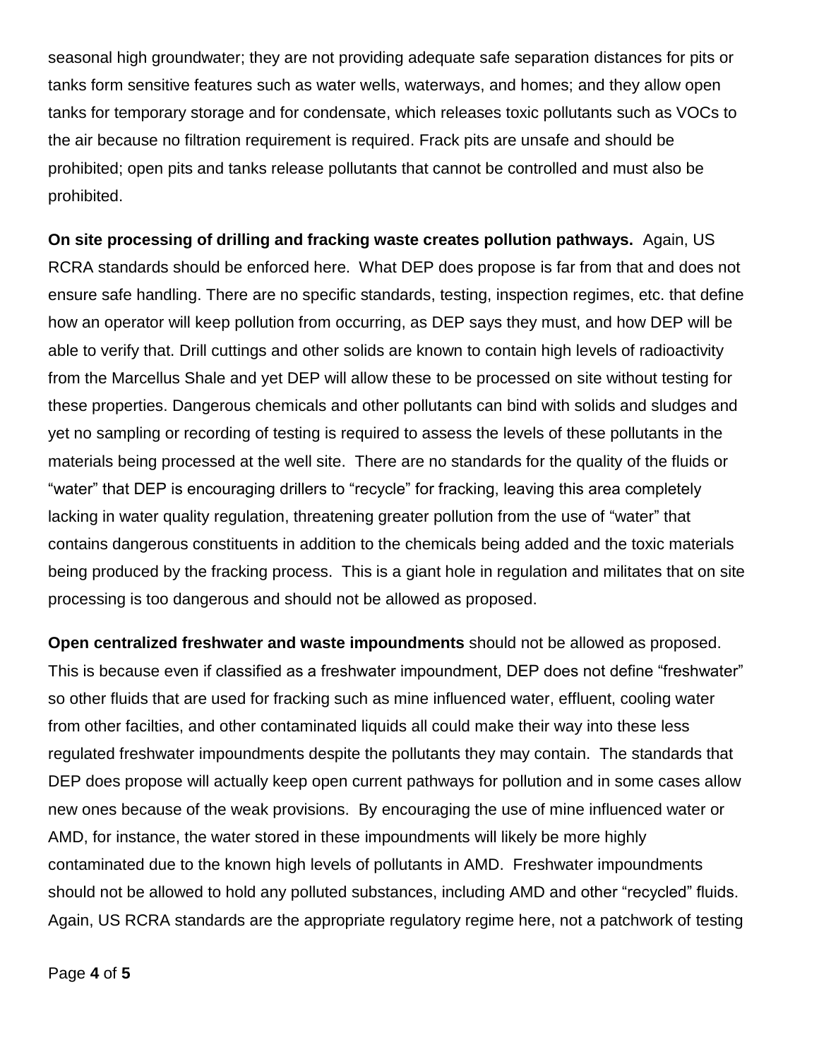seasonal high groundwater; they are not providing adequate safe separation distances for pits or tanks form sensitive features such as water wells, waterways, and homes; and they allow open tanks for temporary storage and for condensate, which releases toxic pollutants such as VOCs to the air because no filtration requirement is required. Frack pits are unsafe and should be prohibited; open pits and tanks release pollutants that cannot be controlled and must also be prohibited.

**On site processing of drilling and fracking waste creates pollution pathways.** Again, US RCRA standards should be enforced here. What DEP does propose is far from that and does not ensure safe handling. There are no specific standards, testing, inspection regimes, etc. that define how an operator will keep pollution from occurring, as DEP says they must, and how DEP will be able to verify that. Drill cuttings and other solids are known to contain high levels of radioactivity from the Marcellus Shale and yet DEP will allow these to be processed on site without testing for these properties. Dangerous chemicals and other pollutants can bind with solids and sludges and yet no sampling or recording of testing is required to assess the levels of these pollutants in the materials being processed at the well site. There are no standards for the quality of the fluids or "water" that DEP is encouraging drillers to "recycle" for fracking, leaving this area completely lacking in water quality regulation, threatening greater pollution from the use of "water" that contains dangerous constituents in addition to the chemicals being added and the toxic materials being produced by the fracking process. This is a giant hole in regulation and militates that on site processing is too dangerous and should not be allowed as proposed.

**Open centralized freshwater and waste impoundments** should not be allowed as proposed. This is because even if classified as a freshwater impoundment, DEP does not define "freshwater" so other fluids that are used for fracking such as mine influenced water, effluent, cooling water from other facilties, and other contaminated liquids all could make their way into these less regulated freshwater impoundments despite the pollutants they may contain. The standards that DEP does propose will actually keep open current pathways for pollution and in some cases allow new ones because of the weak provisions. By encouraging the use of mine influenced water or AMD, for instance, the water stored in these impoundments will likely be more highly contaminated due to the known high levels of pollutants in AMD. Freshwater impoundments should not be allowed to hold any polluted substances, including AMD and other "recycled" fluids. Again, US RCRA standards are the appropriate regulatory regime here, not a patchwork of testing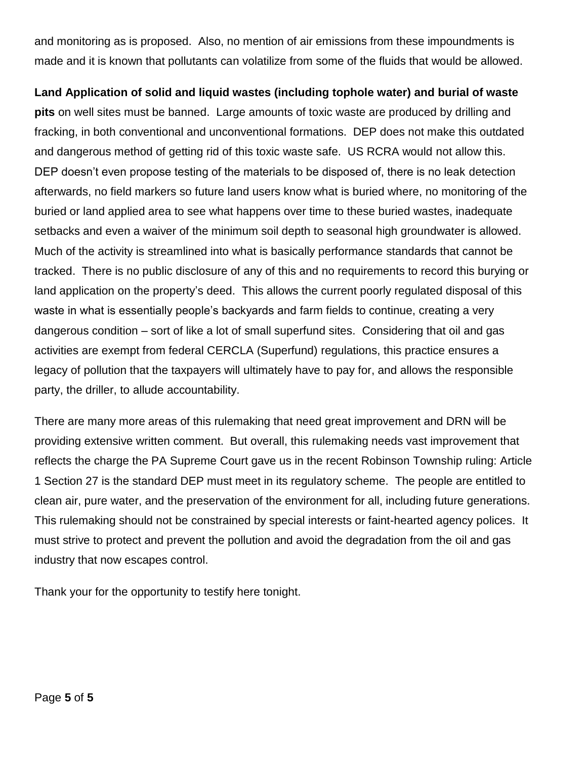and monitoring as is proposed. Also, no mention of air emissions from these impoundments is made and it is known that pollutants can volatilize from some of the fluids that would be allowed.

**Land Application of solid and liquid wastes (including tophole water) and burial of waste pits** on well sites must be banned. Large amounts of toxic waste are produced by drilling and fracking, in both conventional and unconventional formations. DEP does not make this outdated and dangerous method of getting rid of this toxic waste safe. US RCRA would not allow this. DEP doesn't even propose testing of the materials to be disposed of, there is no leak detection afterwards, no field markers so future land users know what is buried where, no monitoring of the buried or land applied area to see what happens over time to these buried wastes, inadequate setbacks and even a waiver of the minimum soil depth to seasonal high groundwater is allowed. Much of the activity is streamlined into what is basically performance standards that cannot be tracked. There is no public disclosure of any of this and no requirements to record this burying or land application on the property's deed. This allows the current poorly regulated disposal of this waste in what is essentially people's backyards and farm fields to continue, creating a very dangerous condition – sort of like a lot of small superfund sites. Considering that oil and gas activities are exempt from federal CERCLA (Superfund) regulations, this practice ensures a legacy of pollution that the taxpayers will ultimately have to pay for, and allows the responsible party, the driller, to allude accountability.

There are many more areas of this rulemaking that need great improvement and DRN will be providing extensive written comment. But overall, this rulemaking needs vast improvement that reflects the charge the PA Supreme Court gave us in the recent Robinson Township ruling: Article 1 Section 27 is the standard DEP must meet in its regulatory scheme. The people are entitled to clean air, pure water, and the preservation of the environment for all, including future generations. This rulemaking should not be constrained by special interests or faint-hearted agency polices. It must strive to protect and prevent the pollution and avoid the degradation from the oil and gas industry that now escapes control.

Thank your for the opportunity to testify here tonight.